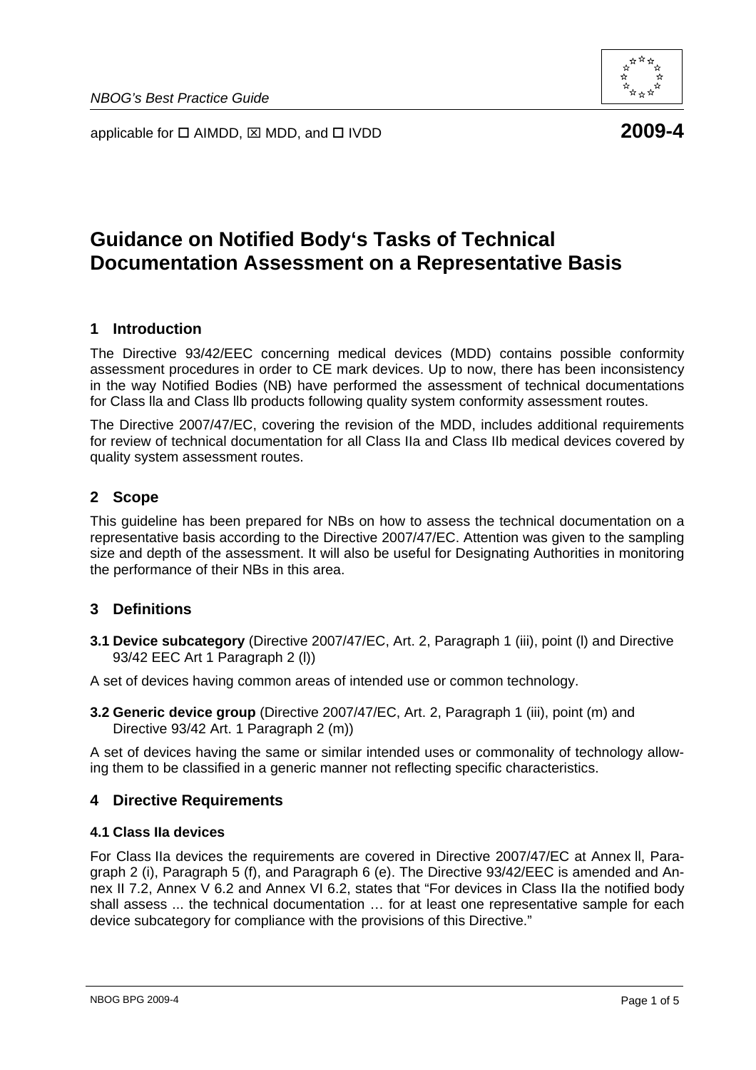applicable for ☐ AIMDD, ☒ MDD, and ☐ IVDD **2009-4**

# Guidance on Notified Body's Tasks of Technical Documentation Assessment on a Representative Basis

## 1 Introduction

The Directive 93/42/EEC concerning medical devices (MDD) contains possible conformity assessment procedures in order to CE mark devices. Up to now, there has been inconsistency in the way Notified Bodies (NB) have performed the assessment of technical documentations for Class lla and Class llb products following quality system conformity assessment routes.

The Directive 2007/47/EC, covering the revision of the MDD, includes additional requirements for review of technical documentation for all Class IIa and Class IIb medical devices covered by quality system assessment routes.

## 2 Scope

This guideline has been prepared for NBs on how to assess the technical documentation on a representative basis according to the Directive 2007/47/EC. Attention was given to the sampling size and depth of the assessment. It will also be useful for Designating Authorities in monitoring the performance of their NBs in this area.

## 3 Definitions

**3.1 Device subcategory** (Directive 2007/47/EC, Art. 2, Paragraph 1 (iii), point (l) and Directive 93/42 EEC Art 1 Paragraph 2 (l))

A set of devices having common areas of intended use or common technology.

**3.2 Generic device group** (Directive 2007/47/EC, Art. 2, Paragraph 1 (iii), point (m) and Directive 93/42 Art. 1 Paragraph 2 (m))

A set of devices having the same or similar intended uses or commonality of technology allowing them to be classified in a generic manner not reflecting specific characteristics.

## 4 Directive Requirements

### 4.1 Class IIa devices

For Class IIa devices the requirements are covered in Directive 2007/47/EC at Annex ll, Paragraph 2 (i), Paragraph 5 (f), and Paragraph 6 (e). The Directive 93/42/EEC is amended and Annex II 7.2, Annex V 6.2 and Annex VI 6.2, states that "For devices in Class IIa the notified body shall assess ... the technical documentation … for at least one representative sample for each device subcategory for compliance with the provisions of this Directive."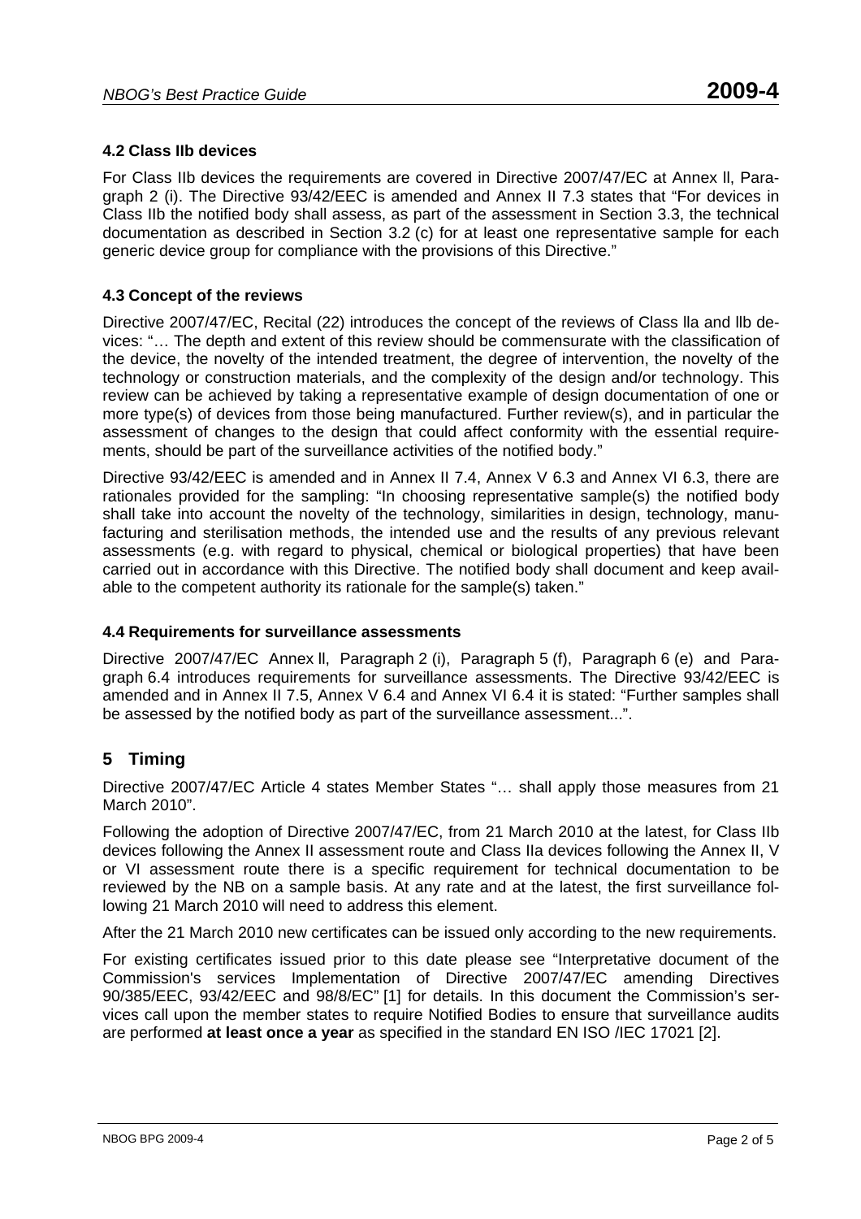### 4.2 Class IIb devices

For Class IIb devices the requirements are covered in Directive 2007/47/EC at Annex ll, Paragraph 2 (i). The Directive 93/42/EEC is amended and Annex II 7.3 states that "For devices in Class IIb the notified body shall assess, as part of the assessment in Section 3.3, the technical documentation as described in Section 3.2 (c) for at least one representative sample for each generic device group for compliance with the provisions of this Directive."

### 4.3 Concept of the reviews

Directive 2007/47/EC, Recital (22) introduces the concept of the reviews of Class lla and llb devices: "… The depth and extent of this review should be commensurate with the classification of the device, the novelty of the intended treatment, the degree of intervention, the novelty of the technology or construction materials, and the complexity of the design and/or technology. This review can be achieved by taking a representative example of design documentation of one or more type(s) of devices from those being manufactured. Further review(s), and in particular the assessment of changes to the design that could affect conformity with the essential requirements, should be part of the surveillance activities of the notified body."

Directive 93/42/EEC is amended and in Annex II 7.4, Annex V 6.3 and Annex VI 6.3, there are rationales provided for the sampling: "In choosing representative sample(s) the notified body shall take into account the novelty of the technology, similarities in design, technology, manufacturing and sterilisation methods, the intended use and the results of any previous relevant assessments (e.g. with regard to physical, chemical or biological properties) that have been carried out in accordance with this Directive. The notified body shall document and keep available to the competent authority its rationale for the sample(s) taken."

### 4.4 Requirements for surveillance assessments

Directive 2007/47/EC Annex ll, Paragraph 2 (i), Paragraph 5 (f), Paragraph 6 (e) and Paragraph 6.4 introduces requirements for surveillance assessments. The Directive 93/42/EEC is amended and in Annex II 7.5, Annex V 6.4 and Annex VI 6.4 it is stated: "Further samples shall be assessed by the notified body as part of the surveillance assessment...".

## 5 Timing

Directive 2007/47/EC Article 4 states Member States "… shall apply those measures from 21 March 2010".

Following the adoption of Directive 2007/47/EC, from 21 March 2010 at the latest, for Class IIb devices following the Annex II assessment route and Class IIa devices following the Annex II, V or VI assessment route there is a specific requirement for technical documentation to be reviewed by the NB on a sample basis. At any rate and at the latest, the first surveillance following 21 March 2010 will need to address this element.

After the 21 March 2010 new certificates can be issued only according to the new requirements.

For existing certificates issued prior to this date please see "Interpretative document of the Commission's services Implementation of Directive 2007/47/EC amending Directives 90/385/EEC, 93/42/EEC and 98/8/EC" [1] for details. In this document the Commission's services call upon the member states to require Notified Bodies to ensure that surveillance audits are performed **at least once a year** as specified in the standard EN ISO /IEC 17021 [2].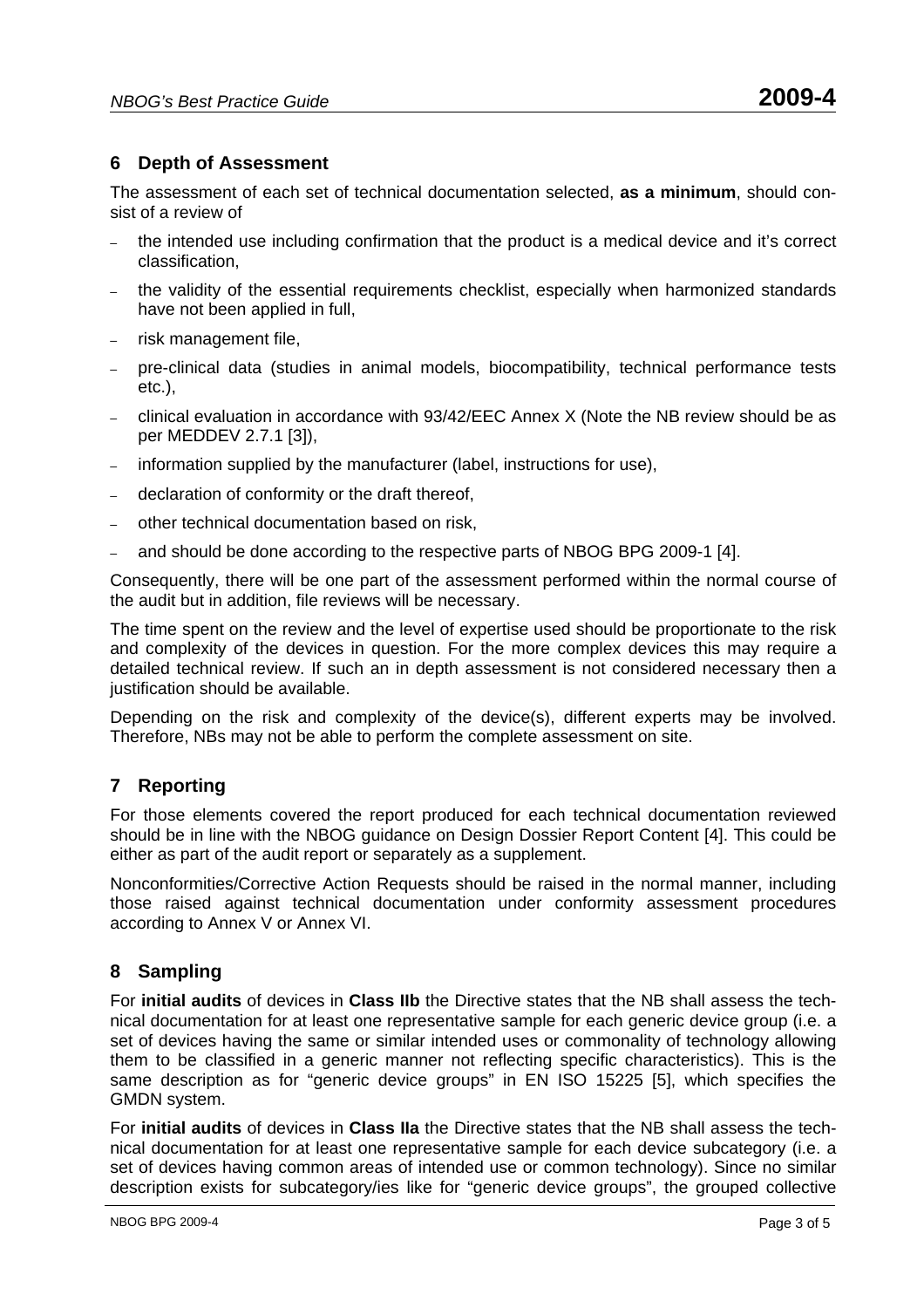## 6 Depth of Assessment

The assessment of each set of technical documentation selected, **as a minimum**, should consist of a review of

- the intended use including confirmation that the product is a medical device and it's correct classification,
- the validity of the essential requirements checklist, especially when harmonized standards have not been applied in full,
- risk management file,
- pre-clinical data (studies in animal models, biocompatibility, technical performance tests etc.),
- clinical evaluation in accordance with 93/42/EEC Annex X (Note the NB review should be as per MEDDEV 2.7.1 [3]),
- information supplied by the manufacturer (label, instructions for use),
- declaration of conformity or the draft thereof,
- other technical documentation based on risk,
- and should be done according to the respective parts of NBOG BPG 2009-1 [4].

Consequently, there will be one part of the assessment performed within the normal course of the audit but in addition, file reviews will be necessary.

The time spent on the review and the level of expertise used should be proportionate to the risk and complexity of the devices in question. For the more complex devices this may require a detailed technical review. If such an in depth assessment is not considered necessary then a justification should be available.

Depending on the risk and complexity of the device(s), different experts may be involved. Therefore, NBs may not be able to perform the complete assessment on site.

## 7 Reporting

For those elements covered the report produced for each technical documentation reviewed should be in line with the NBOG guidance on Design Dossier Report Content [4]. This could be either as part of the audit report or separately as a supplement.

Nonconformities/Corrective Action Requests should be raised in the normal manner, including those raised against technical documentation under conformity assessment procedures according to Annex V or Annex VI.

## 8 Sampling

For **initial audits** of devices in **Class IIb** the Directive states that the NB shall assess the technical documentation for at least one representative sample for each generic device group (i.e. a set of devices having the same or similar intended uses or commonality of technology allowing them to be classified in a generic manner not reflecting specific characteristics). This is the same description as for "generic device groups" in EN ISO 15225 [5], which specifies the GMDN system.

For **initial audits** of devices in **Class IIa** the Directive states that the NB shall assess the technical documentation for at least one representative sample for each device subcategory (i.e. a set of devices having common areas of intended use or common technology). Since no similar description exists for subcategory/ies like for "generic device groups", the grouped collective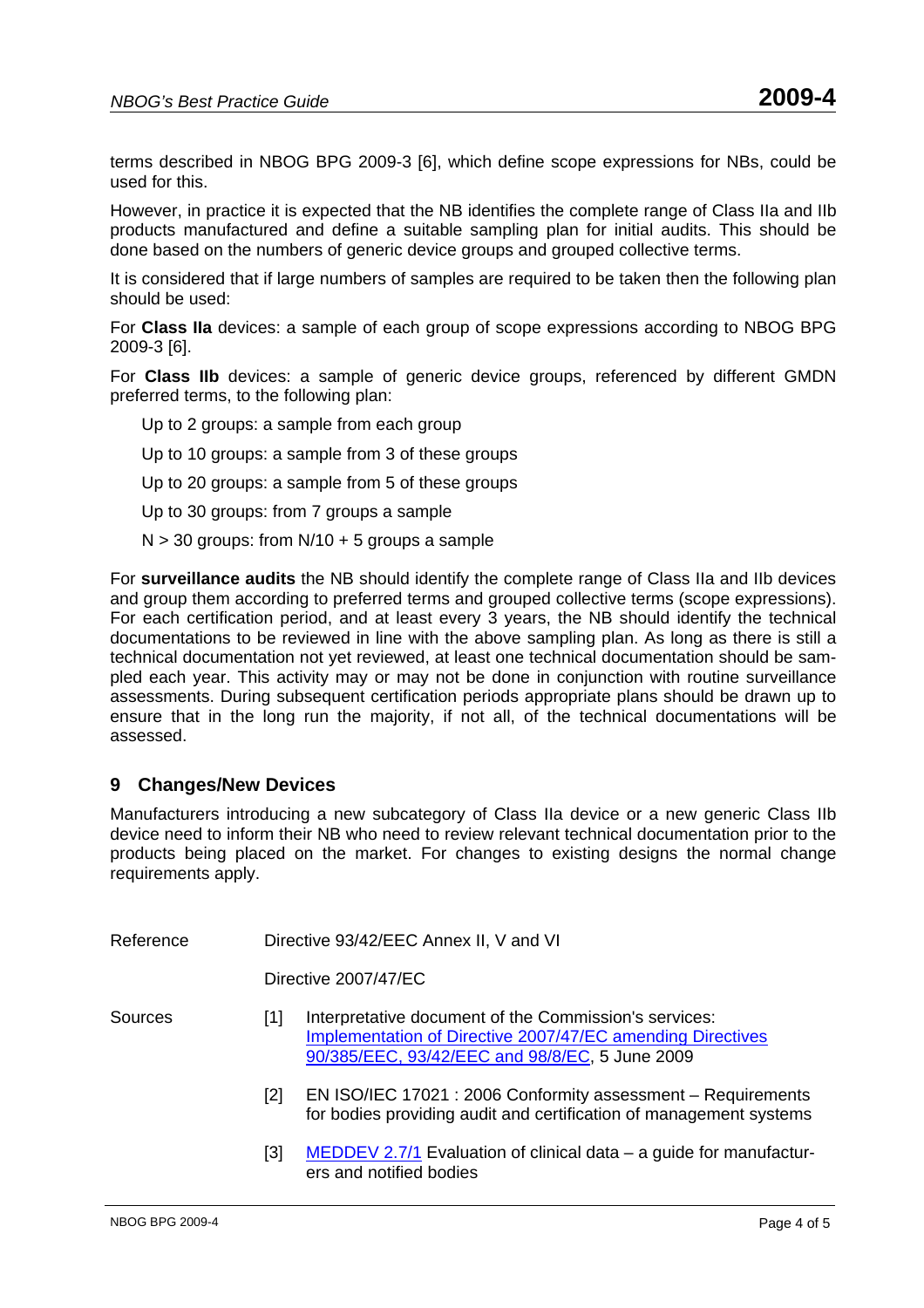terms described in NBOG BPG 2009-3 [6], which define scope expressions for NBs, could be used for this.

However, in practice it is expected that the NB identifies the complete range of Class IIa and IIb products manufactured and define a suitable sampling plan for initial audits. This should be done based on the numbers of generic device groups and grouped collective terms.

It is considered that if large numbers of samples are required to be taken then the following plan should be used:

For **Class IIa** devices: a sample of each group of scope expressions according to NBOG BPG 2009-3 [6].

For **Class IIb** devices: a sample of generic device groups, referenced by different GMDN preferred terms, to the following plan:

Up to 2 groups: a sample from each group

Up to 10 groups: a sample from 3 of these groups

Up to 20 groups: a sample from 5 of these groups

Up to 30 groups: from 7 groups a sample

$N > 30$ groups: from $N/10 + 5$ groups a sample

For **surveillance audits** the NB should identify the complete range of Class IIa and IIb devices and group them according to preferred terms and grouped collective terms (scope expressions). For each certification period, and at least every 3 years, the NB should identify the technical documentations to be reviewed in line with the above sampling plan. As long as there is still a technical documentation not yet reviewed, at least one technical documentation should be sampled each year. This activity may or may not be done in conjunction with routine surveillance assessments. During subsequent certification periods appropriate plans should be drawn up to ensure that in the long run the majority, if not all, of the technical documentations will be assessed.

## 9 Changes/New Devices

Manufacturers introducing a new subcategory of Class IIa device or a new generic Class IIb device need to inform their NB who need to review relevant technical documentation prior to the products being placed on the market. For changes to existing designs the normal change requirements apply.

Reference

Directive 93/42/EEC Annex II, V and VI

Directive 2007/47/EC

Sources

[1] Interpretative document of the Commission's services: Implementation of Directive 2007/47/EC amending Directives 90/385/EEC, 93/42/EEC and 98/8/EC, 5 June 2009

[2] EN ISO/IEC 17021 : 2006 Conformity assessment – Requirements for bodies providing audit and certification of management systems

[3] MEDDEV 2.7/1 Evaluation of clinical data – a guide for manufacturers and notified bodies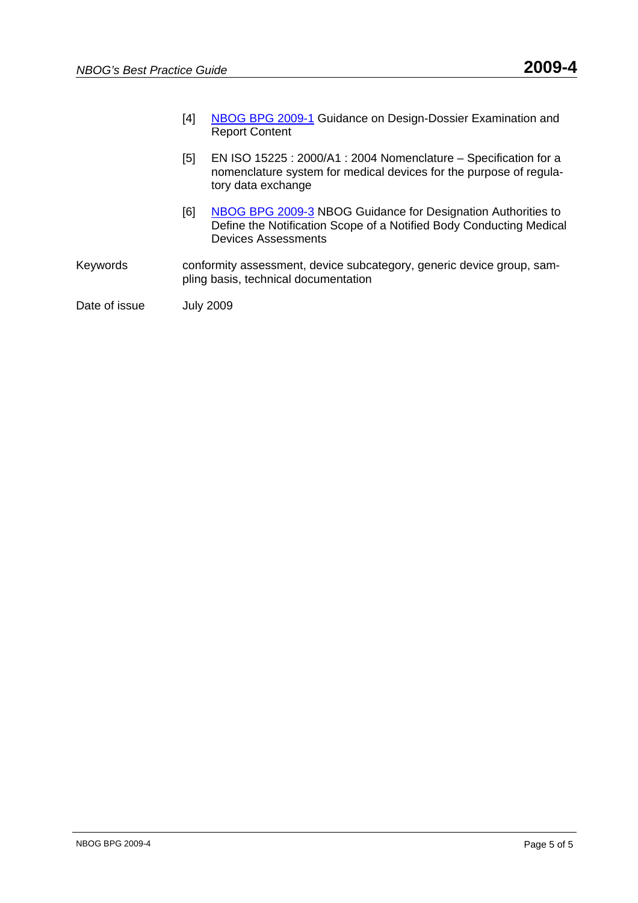[4] NBOG BPG 2009-1 Guidance on Design-Dossier Examination and Report Content

[5] EN ISO 15225 : 2000/A1 : 2004 Nomenclature – Specification for a nomenclature system for medical devices for the purpose of regulatory data exchange

[6] NBOG BPG 2009-3 NBOG Guidance for Designation Authorities to Define the Notification Scope of a Notified Body Conducting Medical Devices Assessments

| | |
|---|---|
| Keywords | conformity assessment, device subcategory, generic device group, sampling basis, technical documentation |
| Date of issue | July 2009 |